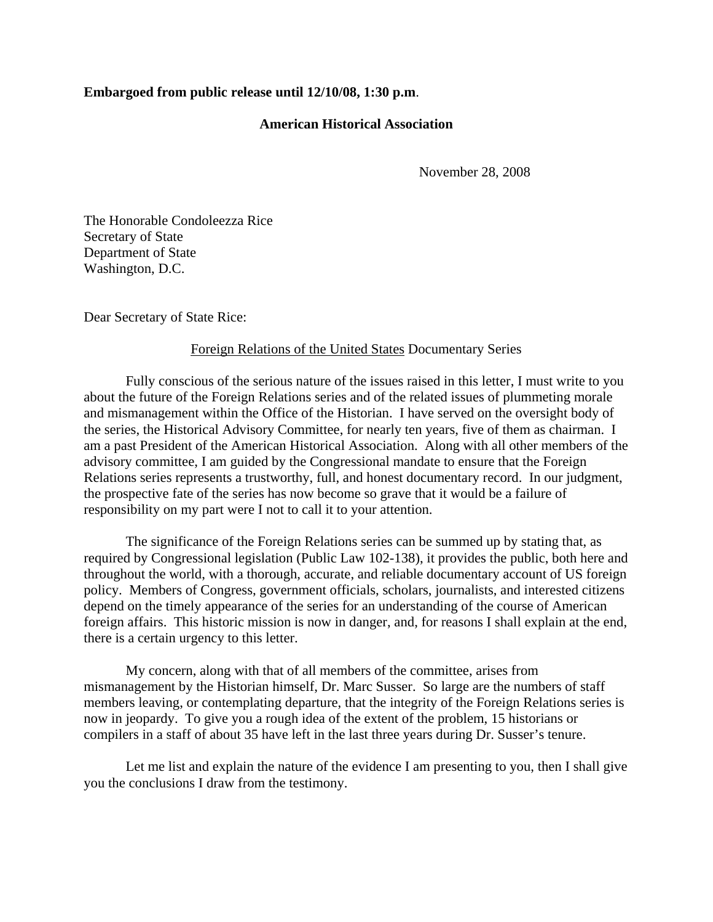**Embargoed from public release until 12/10/08, 1:30 p.m**.

**American Historical Association**

November 28, 2008

The Honorable Condoleezza Rice
Secretary of State
Department of State
Washington, D.C.

Dear Secretary of State Rice:

Foreign Relations of the United States Documentary Series

Fully conscious of the serious nature of the issues raised in this letter, I must write to you about the future of the Foreign Relations series and of the related issues of plummeting morale and mismanagement within the Office of the Historian. I have served on the oversight body of the series, the Historical Advisory Committee, for nearly ten years, five of them as chairman. I am a past President of the American Historical Association. Along with all other members of the advisory committee, I am guided by the Congressional mandate to ensure that the Foreign Relations series represents a trustworthy, full, and honest documentary record. In our judgment, the prospective fate of the series has now become so grave that it would be a failure of responsibility on my part were I not to call it to your attention.

The significance of the Foreign Relations series can be summed up by stating that, as required by Congressional legislation (Public Law 102-138), it provides the public, both here and throughout the world, with a thorough, accurate, and reliable documentary account of US foreign policy. Members of Congress, government officials, scholars, journalists, and interested citizens depend on the timely appearance of the series for an understanding of the course of American foreign affairs. This historic mission is now in danger, and, for reasons I shall explain at the end, there is a certain urgency to this letter.

My concern, along with that of all members of the committee, arises from mismanagement by the Historian himself, Dr. Marc Susser. So large are the numbers of staff members leaving, or contemplating departure, that the integrity of the Foreign Relations series is now in jeopardy. To give you a rough idea of the extent of the problem, 15 historians or compilers in a staff of about 35 have left in the last three years during Dr. Susser's tenure.

Let me list and explain the nature of the evidence I am presenting to you, then I shall give you the conclusions I draw from the testimony.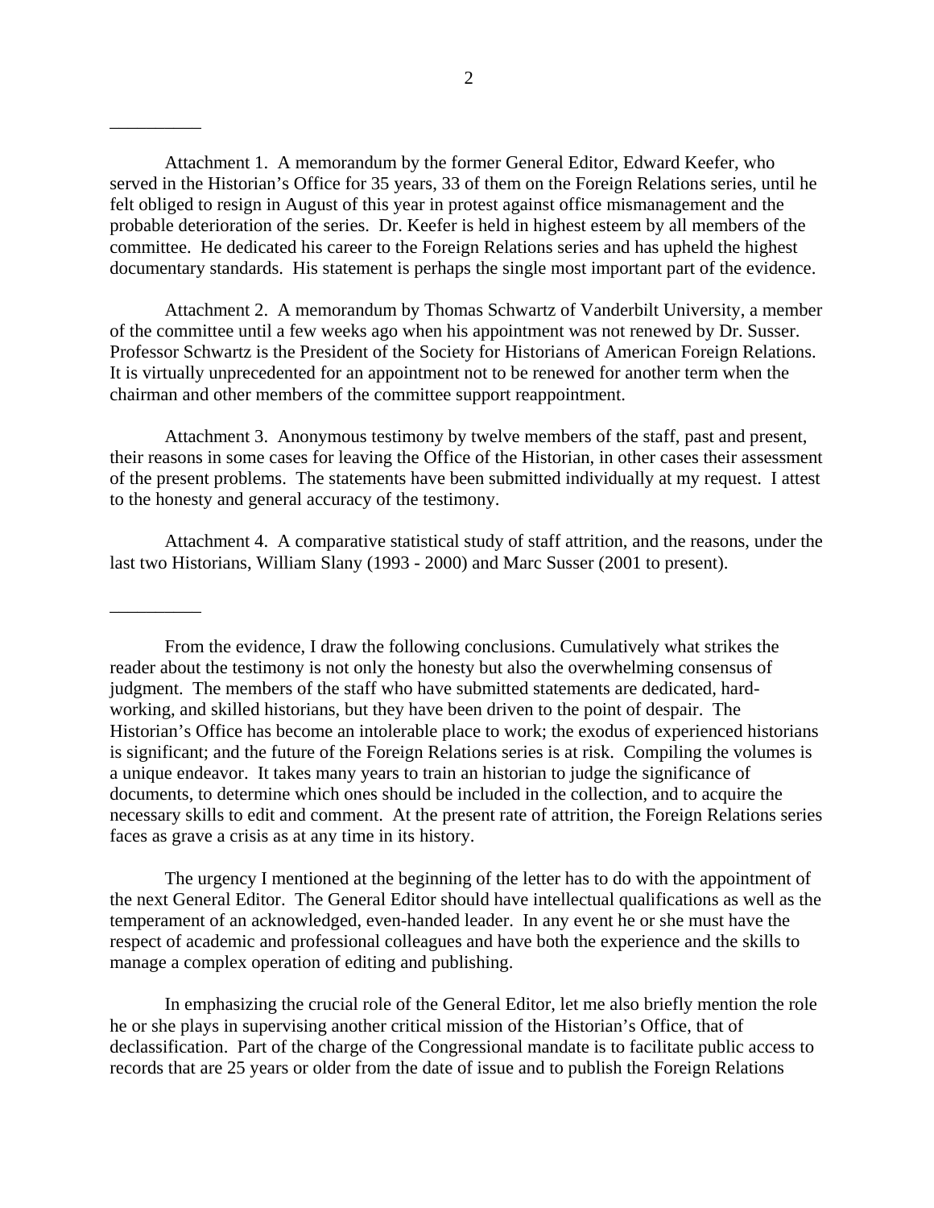---

Attachment 1. A memorandum by the former General Editor, Edward Keefer, who served in the Historian's Office for 35 years, 33 of them on the Foreign Relations series, until he felt obliged to resign in August of this year in protest against office mismanagement and the probable deterioration of the series. Dr. Keefer is held in highest esteem by all members of the committee. He dedicated his career to the Foreign Relations series and has upheld the highest documentary standards. His statement is perhaps the single most important part of the evidence.

Attachment 2. A memorandum by Thomas Schwartz of Vanderbilt University, a member of the committee until a few weeks ago when his appointment was not renewed by Dr. Susser. Professor Schwartz is the President of the Society for Historians of American Foreign Relations. It is virtually unprecedented for an appointment not to be renewed for another term when the chairman and other members of the committee support reappointment.

Attachment 3. Anonymous testimony by twelve members of the staff, past and present, their reasons in some cases for leaving the Office of the Historian, in other cases their assessment of the present problems. The statements have been submitted individually at my request. I attest to the honesty and general accuracy of the testimony.

Attachment 4. A comparative statistical study of staff attrition, and the reasons, under the last two Historians, William Slany (1993 - 2000) and Marc Susser (2001 to present).

---

From the evidence, I draw the following conclusions. Cumulatively what strikes the reader about the testimony is not only the honesty but also the overwhelming consensus of judgment. The members of the staff who have submitted statements are dedicated, hard-working, and skilled historians, but they have been driven to the point of despair. The Historian's Office has become an intolerable place to work; the exodus of experienced historians is significant; and the future of the Foreign Relations series is at risk. Compiling the volumes is a unique endeavor. It takes many years to train an historian to judge the significance of documents, to determine which ones should be included in the collection, and to acquire the necessary skills to edit and comment. At the present rate of attrition, the Foreign Relations series faces as grave a crisis as at any time in its history.

The urgency I mentioned at the beginning of the letter has to do with the appointment of the next General Editor. The General Editor should have intellectual qualifications as well as the temperament of an acknowledged, even-handed leader. In any event he or she must have the respect of academic and professional colleagues and have both the experience and the skills to manage a complex operation of editing and publishing.

In emphasizing the crucial role of the General Editor, let me also briefly mention the role he or she plays in supervising another critical mission of the Historian's Office, that of declassification. Part of the charge of the Congressional mandate is to facilitate public access to records that are 25 years or older from the date of issue and to publish the Foreign Relations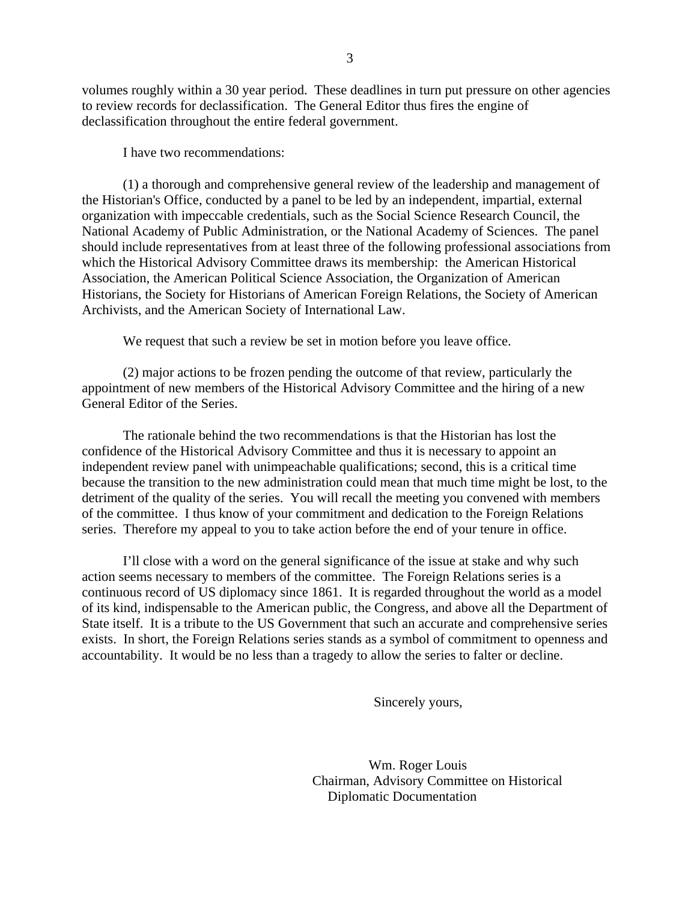volumes roughly within a 30 year period. These deadlines in turn put pressure on other agencies to review records for declassification. The General Editor thus fires the engine of declassification throughout the entire federal government.

I have two recommendations:

(1) a thorough and comprehensive general review of the leadership and management of the Historian's Office, conducted by a panel to be led by an independent, impartial, external organization with impeccable credentials, such as the Social Science Research Council, the National Academy of Public Administration, or the National Academy of Sciences. The panel should include representatives from at least three of the following professional associations from which the Historical Advisory Committee draws its membership: the American Historical Association, the American Political Science Association, the Organization of American Historians, the Society for Historians of American Foreign Relations, the Society of American Archivists, and the American Society of International Law.

We request that such a review be set in motion before you leave office.

(2) major actions to be frozen pending the outcome of that review, particularly the appointment of new members of the Historical Advisory Committee and the hiring of a new General Editor of the Series.

The rationale behind the two recommendations is that the Historian has lost the confidence of the Historical Advisory Committee and thus it is necessary to appoint an independent review panel with unimpeachable qualifications; second, this is a critical time because the transition to the new administration could mean that much time might be lost, to the detriment of the quality of the series. You will recall the meeting you convened with members of the committee. I thus know of your commitment and dedication to the Foreign Relations series. Therefore my appeal to you to take action before the end of your tenure in office.

I'll close with a word on the general significance of the issue at stake and why such action seems necessary to members of the committee. The Foreign Relations series is a continuous record of US diplomacy since 1861. It is regarded throughout the world as a model of its kind, indispensable to the American public, the Congress, and above all the Department of State itself. It is a tribute to the US Government that such an accurate and comprehensive series exists. In short, the Foreign Relations series stands as a symbol of commitment to openness and accountability. It would be no less than a tragedy to allow the series to falter or decline.

Sincerely yours,

Wm. Roger Louis
Chairman, Advisory Committee on Historical Diplomatic Documentation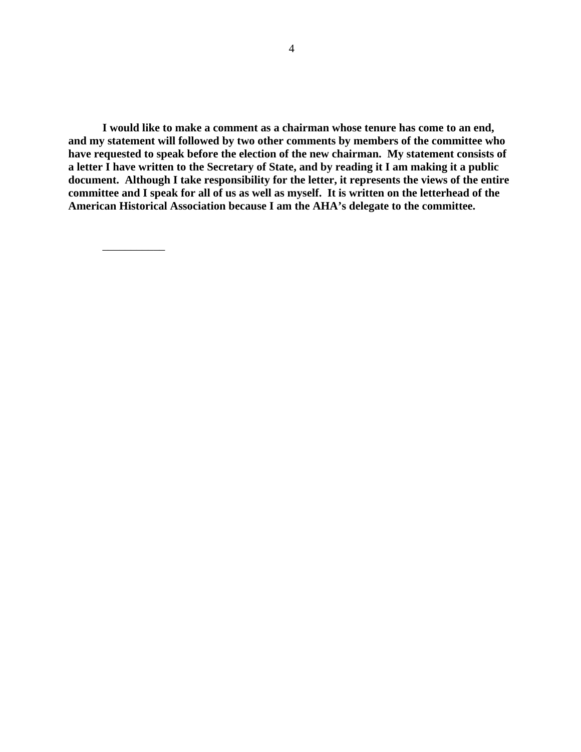**I would like to make a comment as a chairman whose tenure has come to an end, and my statement will followed by two other comments by members of the committee who have requested to speak before the election of the new chairman. My statement consists of a letter I have written to the Secretary of State, and by reading it I am making it a public document. Although I take responsibility for the letter, it represents the views of the entire committee and I speak for all of us as well as myself. It is written on the letterhead of the American Historical Association because I am the AHA's delegate to the committee.**

___________